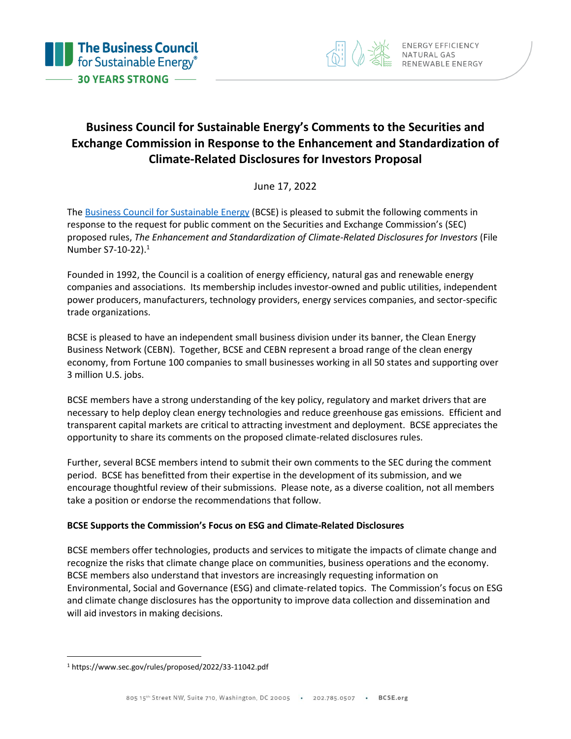# Business Council for Sustainable Energy's Comments to the Securities and Exchange Commission in Response to the Enhancement and Standardization of Climate-Related Disclosures for Investors Proposal

June 17, 2022

The Business Council for Sustainable Energy (BCSE) is pleased to submit the following comments in response to the request for public comment on the Securities and Exchange Commission's (SEC) proposed rules, *The Enhancement and Standardization of Climate-Related Disclosures for Investors* (File Number S7-10-22).[1]

Founded in 1992, the Council is a coalition of energy efficiency, natural gas and renewable energy companies and associations. Its membership includes investor-owned and public utilities, independent power producers, manufacturers, technology providers, energy services companies, and sector-specific trade organizations.

BCSE is pleased to have an independent small business division under its banner, the Clean Energy Business Network (CEBN). Together, BCSE and CEBN represent a broad range of the clean energy economy, from Fortune 100 companies to small businesses working in all 50 states and supporting over 3 million U.S. jobs.

BCSE members have a strong understanding of the key policy, regulatory and market drivers that are necessary to help deploy clean energy technologies and reduce greenhouse gas emissions. Efficient and transparent capital markets are critical to attracting investment and deployment. BCSE appreciates the opportunity to share its comments on the proposed climate-related disclosures rules.

Further, several BCSE members intend to submit their own comments to the SEC during the comment period. BCSE has benefitted from their expertise in the development of its submission, and we encourage thoughtful review of their submissions. Please note, as a diverse coalition, not all members take a position or endorse the recommendations that follow.

**BCSE Supports the Commission's Focus on ESG and Climate-Related Disclosures**

BCSE members offer technologies, products and services to mitigate the impacts of climate change and recognize the risks that climate change place on communities, business operations and the economy. BCSE members also understand that investors are increasingly requesting information on Environmental, Social and Governance (ESG) and climate-related topics. The Commission's focus on ESG and climate change disclosures has the opportunity to improve data collection and dissemination and will aid investors in making decisions.

---

[1] https://www.sec.gov/rules/proposed/2022/33-11042.pdf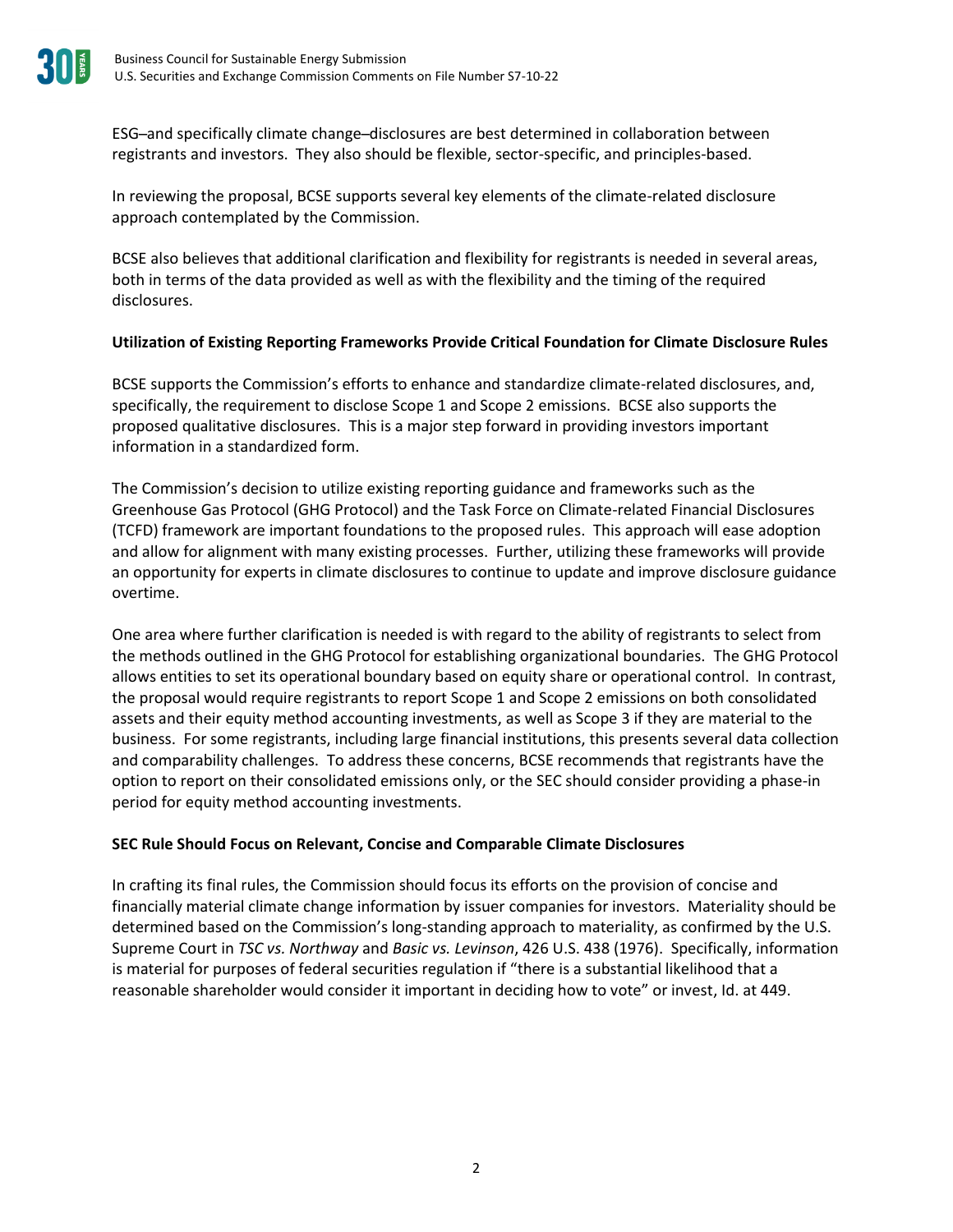ESG–and specifically climate change–disclosures are best determined in collaboration between registrants and investors. They also should be flexible, sector-specific, and principles-based.

In reviewing the proposal, BCSE supports several key elements of the climate-related disclosure approach contemplated by the Commission.

BCSE also believes that additional clarification and flexibility for registrants is needed in several areas, both in terms of the data provided as well as with the flexibility and the timing of the required disclosures.

**Utilization of Existing Reporting Frameworks Provide Critical Foundation for Climate Disclosure Rules**

BCSE supports the Commission's efforts to enhance and standardize climate-related disclosures, and, specifically, the requirement to disclose Scope 1 and Scope 2 emissions. BCSE also supports the proposed qualitative disclosures. This is a major step forward in providing investors important information in a standardized form.

The Commission's decision to utilize existing reporting guidance and frameworks such as the Greenhouse Gas Protocol (GHG Protocol) and the Task Force on Climate-related Financial Disclosures (TCFD) framework are important foundations to the proposed rules. This approach will ease adoption and allow for alignment with many existing processes. Further, utilizing these frameworks will provide an opportunity for experts in climate disclosures to continue to update and improve disclosure guidance overtime.

One area where further clarification is needed is with regard to the ability of registrants to select from the methods outlined in the GHG Protocol for establishing organizational boundaries. The GHG Protocol allows entities to set its operational boundary based on equity share or operational control. In contrast, the proposal would require registrants to report Scope 1 and Scope 2 emissions on both consolidated assets and their equity method accounting investments, as well as Scope 3 if they are material to the business. For some registrants, including large financial institutions, this presents several data collection and comparability challenges. To address these concerns, BCSE recommends that registrants have the option to report on their consolidated emissions only, or the SEC should consider providing a phase-in period for equity method accounting investments.

**SEC Rule Should Focus on Relevant, Concise and Comparable Climate Disclosures**

In crafting its final rules, the Commission should focus its efforts on the provision of concise and financially material climate change information by issuer companies for investors. Materiality should be determined based on the Commission's long-standing approach to materiality, as confirmed by the U.S. Supreme Court in *TSC vs. Northway* and *Basic vs. Levinson*, 426 U.S. 438 (1976). Specifically, information is material for purposes of federal securities regulation if "there is a substantial likelihood that a reasonable shareholder would consider it important in deciding how to vote" or invest, Id. at 449.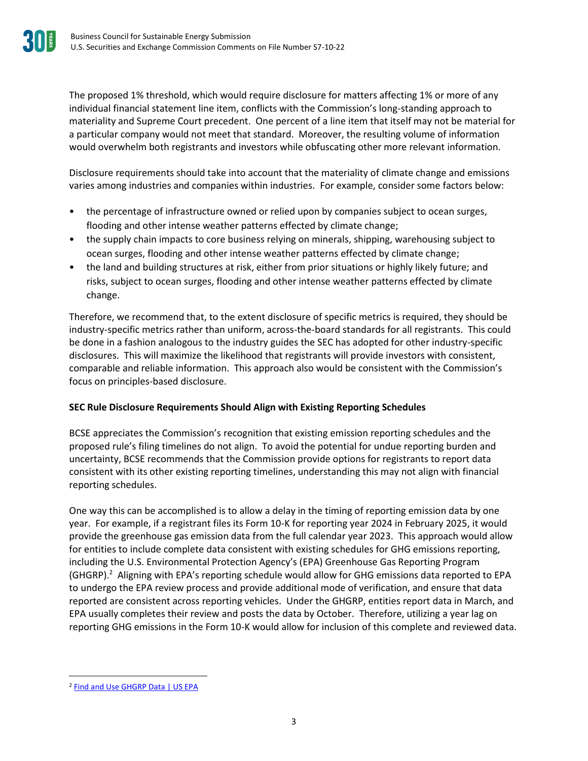The proposed 1% threshold, which would require disclosure for matters affecting 1% or more of any individual financial statement line item, conflicts with the Commission's long-standing approach to materiality and Supreme Court precedent. One percent of a line item that itself may not be material for a particular company would not meet that standard. Moreover, the resulting volume of information would overwhelm both registrants and investors while obfuscating other more relevant information.

Disclosure requirements should take into account that the materiality of climate change and emissions varies among industries and companies within industries. For example, consider some factors below:

- the percentage of infrastructure owned or relied upon by companies subject to ocean surges, flooding and other intense weather patterns effected by climate change;
- the supply chain impacts to core business relying on minerals, shipping, warehousing subject to ocean surges, flooding and other intense weather patterns effected by climate change;
- the land and building structures at risk, either from prior situations or highly likely future; and risks, subject to ocean surges, flooding and other intense weather patterns effected by climate change.

Therefore, we recommend that, to the extent disclosure of specific metrics is required, they should be industry-specific metrics rather than uniform, across-the-board standards for all registrants. This could be done in a fashion analogous to the industry guides the SEC has adopted for other industry-specific disclosures. This will maximize the likelihood that registrants will provide investors with consistent, comparable and reliable information. This approach also would be consistent with the Commission's focus on principles-based disclosure.

**SEC Rule Disclosure Requirements Should Align with Existing Reporting Schedules**

BCSE appreciates the Commission's recognition that existing emission reporting schedules and the proposed rule's filing timelines do not align. To avoid the potential for undue reporting burden and uncertainty, BCSE recommends that the Commission provide options for registrants to report data consistent with its other existing reporting timelines, understanding this may not align with financial reporting schedules.

One way this can be accomplished is to allow a delay in the timing of reporting emission data by one year. For example, if a registrant files its Form 10-K for reporting year 2024 in February 2025, it would provide the greenhouse gas emission data from the full calendar year 2023. This approach would allow for entities to include complete data consistent with existing schedules for GHG emissions reporting, including the U.S. Environmental Protection Agency's (EPA) Greenhouse Gas Reporting Program (GHGRP).[2] Aligning with EPA's reporting schedule would allow for GHG emissions data reported to EPA to undergo the EPA review process and provide additional mode of verification, and ensure that data reported are consistent across reporting vehicles. Under the GHGRP, entities report data in March, and EPA usually completes their review and posts the data by October. Therefore, utilizing a year lag on reporting GHG emissions in the Form 10-K would allow for inclusion of this complete and reviewed data.

---

[2] Find and Use GHGRP Data | US EPA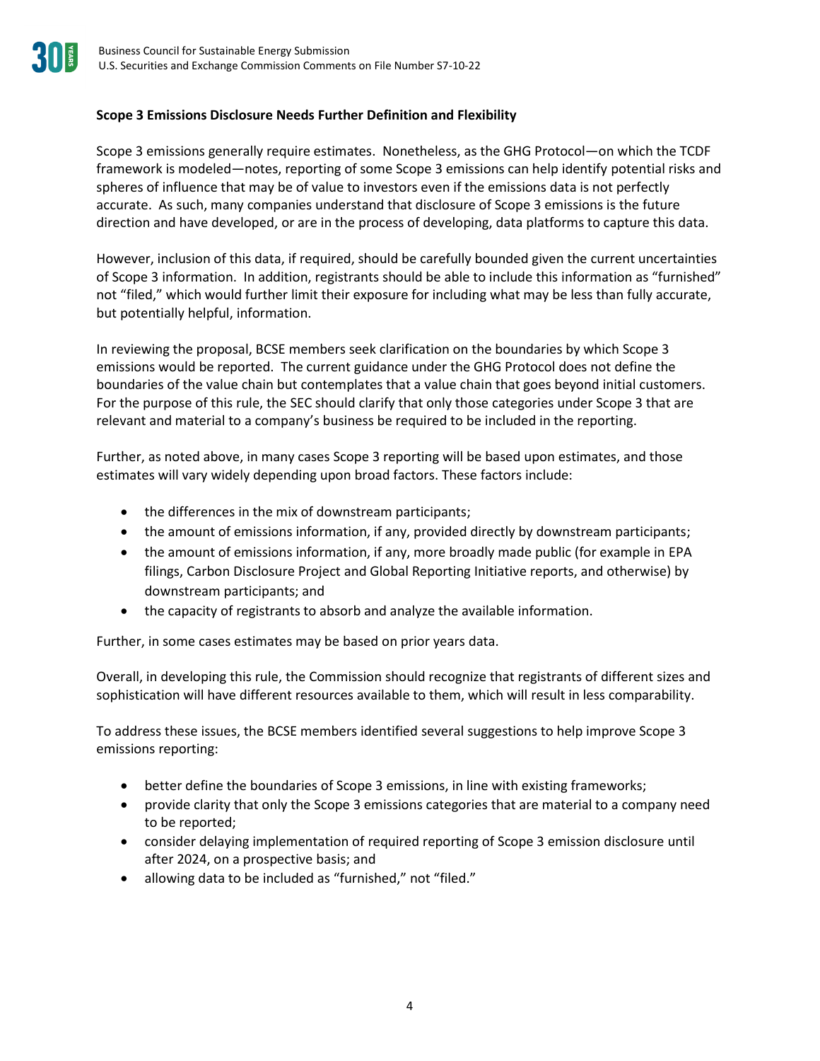**Scope 3 Emissions Disclosure Needs Further Definition and Flexibility**

Scope 3 emissions generally require estimates. Nonetheless, as the GHG Protocol—on which the TCDF framework is modeled—notes, reporting of some Scope 3 emissions can help identify potential risks and spheres of influence that may be of value to investors even if the emissions data is not perfectly accurate. As such, many companies understand that disclosure of Scope 3 emissions is the future direction and have developed, or are in the process of developing, data platforms to capture this data.

However, inclusion of this data, if required, should be carefully bounded given the current uncertainties of Scope 3 information. In addition, registrants should be able to include this information as "furnished" not "filed," which would further limit their exposure for including what may be less than fully accurate, but potentially helpful, information.

In reviewing the proposal, BCSE members seek clarification on the boundaries by which Scope 3 emissions would be reported. The current guidance under the GHG Protocol does not define the boundaries of the value chain but contemplates that a value chain that goes beyond initial customers. For the purpose of this rule, the SEC should clarify that only those categories under Scope 3 that are relevant and material to a company's business be required to be included in the reporting.

Further, as noted above, in many cases Scope 3 reporting will be based upon estimates, and those estimates will vary widely depending upon broad factors. These factors include:

- the differences in the mix of downstream participants;
- the amount of emissions information, if any, provided directly by downstream participants;
- the amount of emissions information, if any, more broadly made public (for example in EPA filings, Carbon Disclosure Project and Global Reporting Initiative reports, and otherwise) by downstream participants; and
- the capacity of registrants to absorb and analyze the available information.

Further, in some cases estimates may be based on prior years data.

Overall, in developing this rule, the Commission should recognize that registrants of different sizes and sophistication will have different resources available to them, which will result in less comparability.

To address these issues, the BCSE members identified several suggestions to help improve Scope 3 emissions reporting:

- better define the boundaries of Scope 3 emissions, in line with existing frameworks;
- provide clarity that only the Scope 3 emissions categories that are material to a company need to be reported;
- consider delaying implementation of required reporting of Scope 3 emission disclosure until after 2024, on a prospective basis; and
- allowing data to be included as "furnished," not "filed."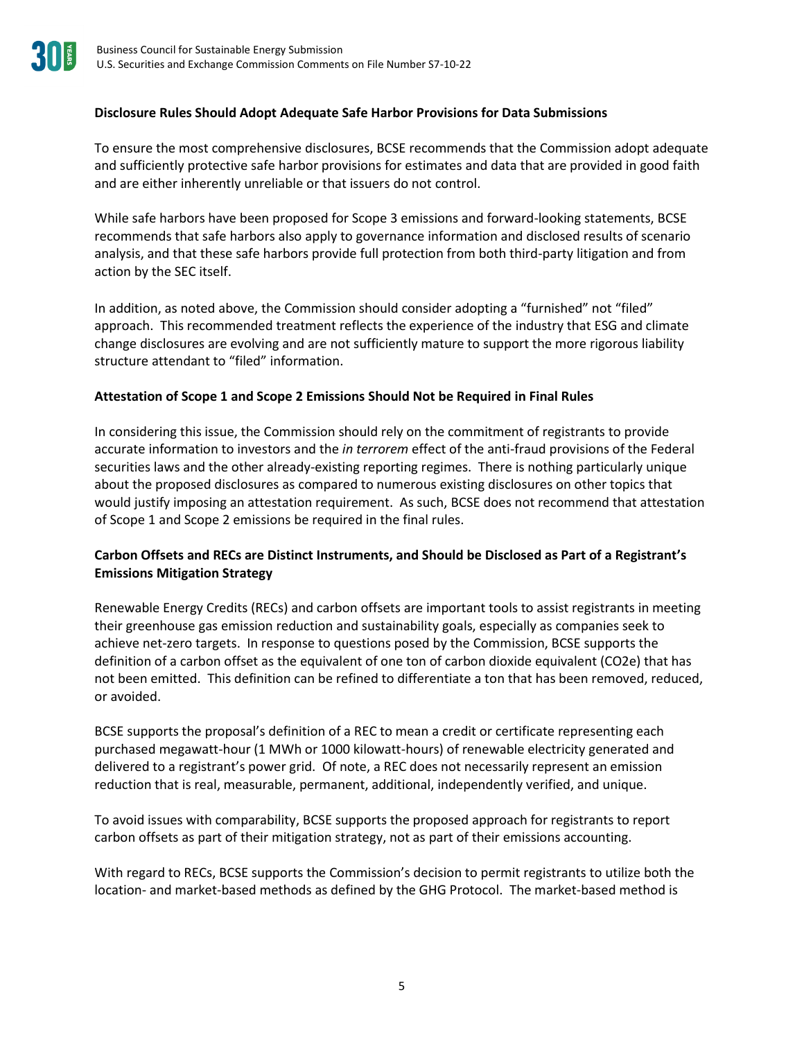**Disclosure Rules Should Adopt Adequate Safe Harbor Provisions for Data Submissions**

To ensure the most comprehensive disclosures, BCSE recommends that the Commission adopt adequate and sufficiently protective safe harbor provisions for estimates and data that are provided in good faith and are either inherently unreliable or that issuers do not control.

While safe harbors have been proposed for Scope 3 emissions and forward-looking statements, BCSE recommends that safe harbors also apply to governance information and disclosed results of scenario analysis, and that these safe harbors provide full protection from both third-party litigation and from action by the SEC itself.

In addition, as noted above, the Commission should consider adopting a "furnished" not "filed" approach. This recommended treatment reflects the experience of the industry that ESG and climate change disclosures are evolving and are not sufficiently mature to support the more rigorous liability structure attendant to "filed" information.

**Attestation of Scope 1 and Scope 2 Emissions Should Not be Required in Final Rules**

In considering this issue, the Commission should rely on the commitment of registrants to provide accurate information to investors and the *in terrorem* effect of the anti-fraud provisions of the Federal securities laws and the other already-existing reporting regimes. There is nothing particularly unique about the proposed disclosures as compared to numerous existing disclosures on other topics that would justify imposing an attestation requirement. As such, BCSE does not recommend that attestation of Scope 1 and Scope 2 emissions be required in the final rules.

**Carbon Offsets and RECs are Distinct Instruments, and Should be Disclosed as Part of a Registrant's Emissions Mitigation Strategy**

Renewable Energy Credits (RECs) and carbon offsets are important tools to assist registrants in meeting their greenhouse gas emission reduction and sustainability goals, especially as companies seek to achieve net-zero targets. In response to questions posed by the Commission, BCSE supports the definition of a carbon offset as the equivalent of one ton of carbon dioxide equivalent ($CO_2e$) that has not been emitted. This definition can be refined to differentiate a ton that has been removed, reduced, or avoided.

BCSE supports the proposal's definition of a REC to mean a credit or certificate representing each purchased megawatt-hour (1 MWh or 1000 kilowatt-hours) of renewable electricity generated and delivered to a registrant's power grid. Of note, a REC does not necessarily represent an emission reduction that is real, measurable, permanent, additional, independently verified, and unique.

To avoid issues with comparability, BCSE supports the proposed approach for registrants to report carbon offsets as part of their mitigation strategy, not as part of their emissions accounting.

With regard to RECs, BCSE supports the Commission's decision to permit registrants to utilize both the location- and market-based methods as defined by the GHG Protocol. The market-based method is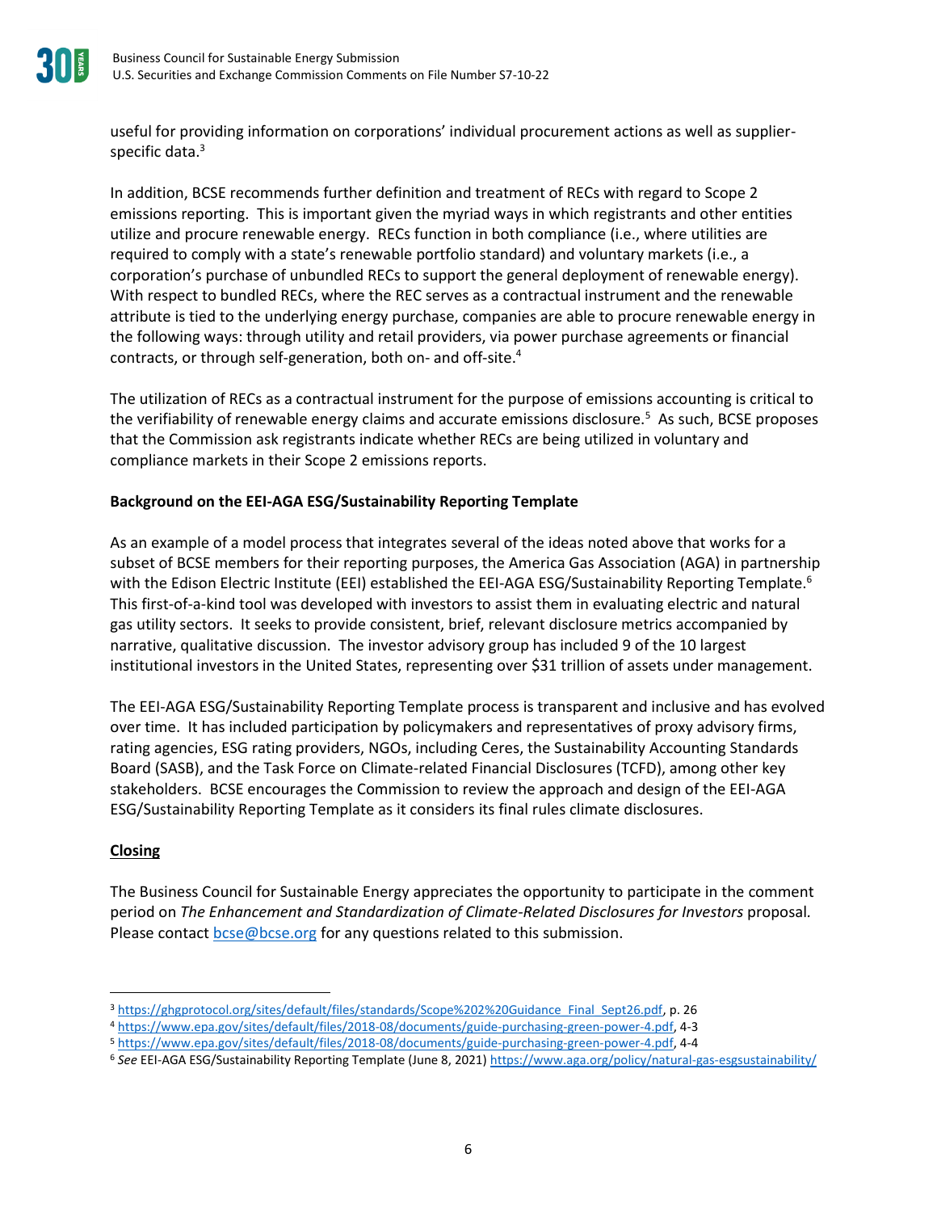useful for providing information on corporations' individual procurement actions as well as supplier-specific data.[3]

In addition, BCSE recommends further definition and treatment of RECs with regard to Scope 2 emissions reporting. This is important given the myriad ways in which registrants and other entities utilize and procure renewable energy. RECs function in both compliance (i.e., where utilities are required to comply with a state's renewable portfolio standard) and voluntary markets (i.e., a corporation's purchase of unbundled RECs to support the general deployment of renewable energy). With respect to bundled RECs, where the REC serves as a contractual instrument and the renewable attribute is tied to the underlying energy purchase, companies are able to procure renewable energy in the following ways: through utility and retail providers, via power purchase agreements or financial contracts, or through self-generation, both on- and off-site.[4]

The utilization of RECs as a contractual instrument for the purpose of emissions accounting is critical to the verifiability of renewable energy claims and accurate emissions disclosure.[5] As such, BCSE proposes that the Commission ask registrants indicate whether RECs are being utilized in voluntary and compliance markets in their Scope 2 emissions reports.

**Background on the EEI-AGA ESG/Sustainability Reporting Template**

As an example of a model process that integrates several of the ideas noted above that works for a subset of BCSE members for their reporting purposes, the America Gas Association (AGA) in partnership with the Edison Electric Institute (EEI) established the EEI-AGA ESG/Sustainability Reporting Template.[6] This first-of-a-kind tool was developed with investors to assist them in evaluating electric and natural gas utility sectors. It seeks to provide consistent, brief, relevant disclosure metrics accompanied by narrative, qualitative discussion. The investor advisory group has included 9 of the 10 largest institutional investors in the United States, representing over $31 trillion of assets under management.

The EEI-AGA ESG/Sustainability Reporting Template process is transparent and inclusive and has evolved over time. It has included participation by policymakers and representatives of proxy advisory firms, rating agencies, ESG rating providers, NGOs, including Ceres, the Sustainability Accounting Standards Board (SASB), and the Task Force on Climate-related Financial Disclosures (TCFD), among other key stakeholders. BCSE encourages the Commission to review the approach and design of the EEI-AGA ESG/Sustainability Reporting Template as it considers its final rules climate disclosures.

**Closing**

The Business Council for Sustainable Energy appreciates the opportunity to participate in the comment period on *The Enhancement and Standardization of Climate-Related Disclosures for Investors* proposal. Please contact bcse@bcse.org for any questions related to this submission.

---

[3] https://ghgprotocol.org/sites/default/files/standards/Scope%202%20Guidance_Final_Sept26.pdf, p. 26

[4] https://www.epa.gov/sites/default/files/2018-08/documents/guide-purchasing-green-power-4.pdf, 4-3

[5] https://www.epa.gov/sites/default/files/2018-08/documents/guide-purchasing-green-power-4.pdf, 4-4

[6] *See* EEI-AGA ESG/Sustainability Reporting Template (June 8, 2021) https://www.aga.org/policy/natural-gas-esgsustainability/